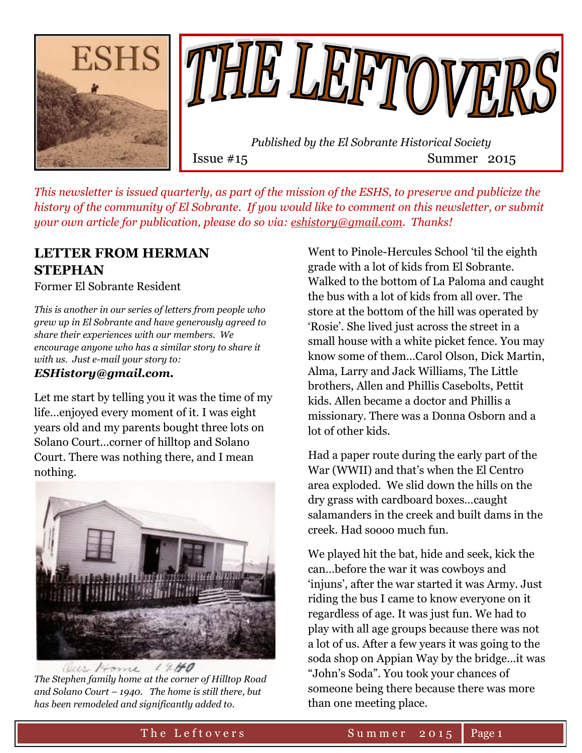# THE LEFTOVERS

ESHS

*Published by the El Sobrante Historical Society*

Issue #15 Summer 2015

*This newsletter is issued quarterly, as part of the mission of the ESHS, to preserve and publicize the history of the community of El Sobrante. If you would like to comment on this newsletter, or submit your own article for publication, please do so via: eshistory@gmail.com. Thanks!*

## LETTER FROM HERMAN STEPHAN

Former El Sobrante Resident

*This is another in our series of letters from people who grew up in El Sobrante and have generously agreed to share their experiences with our members. We encourage anyone who has a similar story to share it with us. Just e-mail your story to:* ***ESHistory@gmail.com.***

Let me start by telling you it was the time of my life…enjoyed every moment of it. I was eight years old and my parents bought three lots on Solano Court…corner of hilltop and Solano Court. There was nothing there, and I mean nothing.

Our Home 1940

*The Stephen family home at the corner of Hilltop Road and Solano Court – 1940. The home is still there, but has been remodeled and significantly added to.*

Went to Pinole-Hercules School 'til the eighth grade with a lot of kids from El Sobrante. Walked to the bottom of La Paloma and caught the bus with a lot of kids from all over. The store at the bottom of the hill was operated by 'Rosie'. She lived just across the street in a small house with a white picket fence. You may know some of them…Carol Olson, Dick Martin, Alma, Larry and Jack Williams, The Little brothers, Allen and Phillis Casebolts, Pettit kids. Allen became a doctor and Phillis a missionary. There was a Donna Osborn and a lot of other kids.

Had a paper route during the early part of the War (WWII) and that's when the El Centro area exploded. We slid down the hills on the dry grass with cardboard boxes…caught salamanders in the creek and built dams in the creek. Had soooo much fun.

We played hit the bat, hide and seek, kick the can…before the war it was cowboys and 'injuns', after the war started it was Army. Just riding the bus I came to know everyone on it regardless of age. It was just fun. We had to play with all age groups because there was not a lot of us. After a few years it was going to the soda shop on Appian Way by the bridge…it was "John's Soda". You took your chances of someone being there because there was more than one meeting place.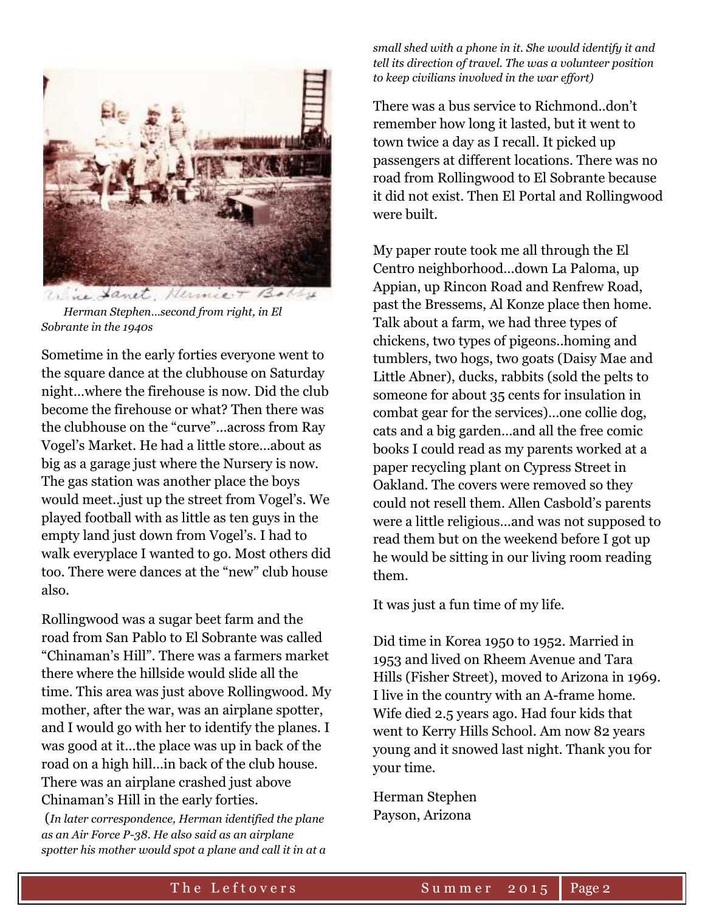*Herman Stephen…second from right, in El Sobrante in the 1940s*

Sometime in the early forties everyone went to the square dance at the clubhouse on Saturday night…where the firehouse is now. Did the club become the firehouse or what? Then there was the clubhouse on the "curve"…across from Ray Vogel's Market. He had a little store…about as big as a garage just where the Nursery is now. The gas station was another place the boys would meet..just up the street from Vogel's. We played football with as little as ten guys in the empty land just down from Vogel's. I had to walk everyplace I wanted to go. Most others did too. There were dances at the "new" club house also.

Rollingwood was a sugar beet farm and the road from San Pablo to El Sobrante was called "Chinaman's Hill". There was a farmers market there where the hillside would slide all the time. This area was just above Rollingwood. My mother, after the war, was an airplane spotter, and I would go with her to identify the planes. I was good at it…the place was up in back of the road on a high hill…in back of the club house. There was an airplane crashed just above Chinaman's Hill in the early forties.

(*In later correspondence, Herman identified the plane as an Air Force P-38. He also said as an airplane spotter his mother would spot a plane and call it in at a small shed with a phone in it. She would identify it and tell its direction of travel. The was a volunteer position to keep civilians involved in the war effort)*

There was a bus service to Richmond..don't remember how long it lasted, but it went to town twice a day as I recall. It picked up passengers at different locations. There was no road from Rollingwood to El Sobrante because it did not exist. Then El Portal and Rollingwood were built.

My paper route took me all through the El Centro neighborhood…down La Paloma, up Appian, up Rincon Road and Renfrew Road, past the Bressems, Al Konze place then home. Talk about a farm, we had three types of chickens, two types of pigeons..homing and tumblers, two hogs, two goats (Daisy Mae and Little Abner), ducks, rabbits (sold the pelts to someone for about 35 cents for insulation in combat gear for the services)…one collie dog, cats and a big garden…and all the free comic books I could read as my parents worked at a paper recycling plant on Cypress Street in Oakland. The covers were removed so they could not resell them. Allen Casbold's parents were a little religious…and was not supposed to read them but on the weekend before I got up he would be sitting in our living room reading them.

It was just a fun time of my life.

Did time in Korea 1950 to 1952. Married in 1953 and lived on Rheem Avenue and Tara Hills (Fisher Street), moved to Arizona in 1969. I live in the country with an A-frame home. Wife died 2.5 years ago. Had four kids that went to Kerry Hills School. Am now 82 years young and it snowed last night. Thank you for your time.

Herman Stephen
Payson, Arizona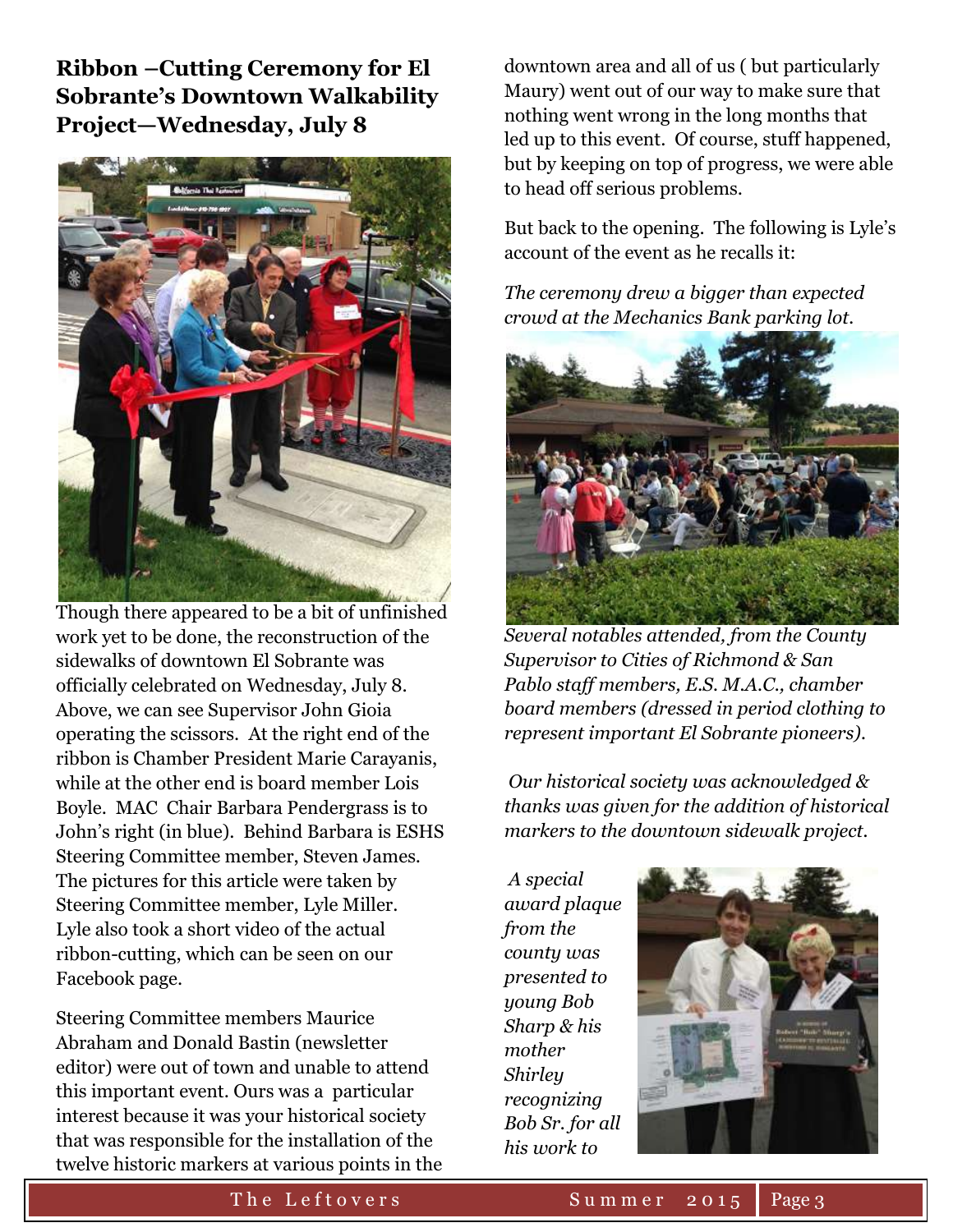## Ribbon –Cutting Ceremony for El Sobrante's Downtown Walkability Project—Wednesday, July 8

Though there appeared to be a bit of unfinished work yet to be done, the reconstruction of the sidewalks of downtown El Sobrante was officially celebrated on Wednesday, July 8. Above, we can see Supervisor John Gioia operating the scissors. At the right end of the ribbon is Chamber President Marie Carayanis, while at the other end is board member Lois Boyle. MAC Chair Barbara Pendergrass is to John's right (in blue). Behind Barbara is ESHS Steering Committee member, Steven James. The pictures for this article were taken by Steering Committee member, Lyle Miller. Lyle also took a short video of the actual ribbon-cutting, which can be seen on our Facebook page.

Steering Committee members Maurice Abraham and Donald Bastin (newsletter editor) were out of town and unable to attend this important event. Ours was a particular interest because it was your historical society that was responsible for the installation of the twelve historic markers at various points in the downtown area and all of us ( but particularly Maury) went out of our way to make sure that nothing went wrong in the long months that led up to this event. Of course, stuff happened, but by keeping on top of progress, we were able to head off serious problems.

But back to the opening. The following is Lyle's account of the event as he recalls it:

*The ceremony drew a bigger than expected crowd at the Mechanics Bank parking lot.*

*Several notables attended, from the County Supervisor to Cities of Richmond & San Pablo staff members, E.S. M.A.C., chamber board members (dressed in period clothing to represent important El Sobrante pioneers).*

*Our historical society was acknowledged & thanks was given for the addition of historical markers to the downtown sidewalk project.*

*A special award plaque from the county was presented to young Bob Sharp & his mother Shirley recognizing Bob Sr. for all his work to*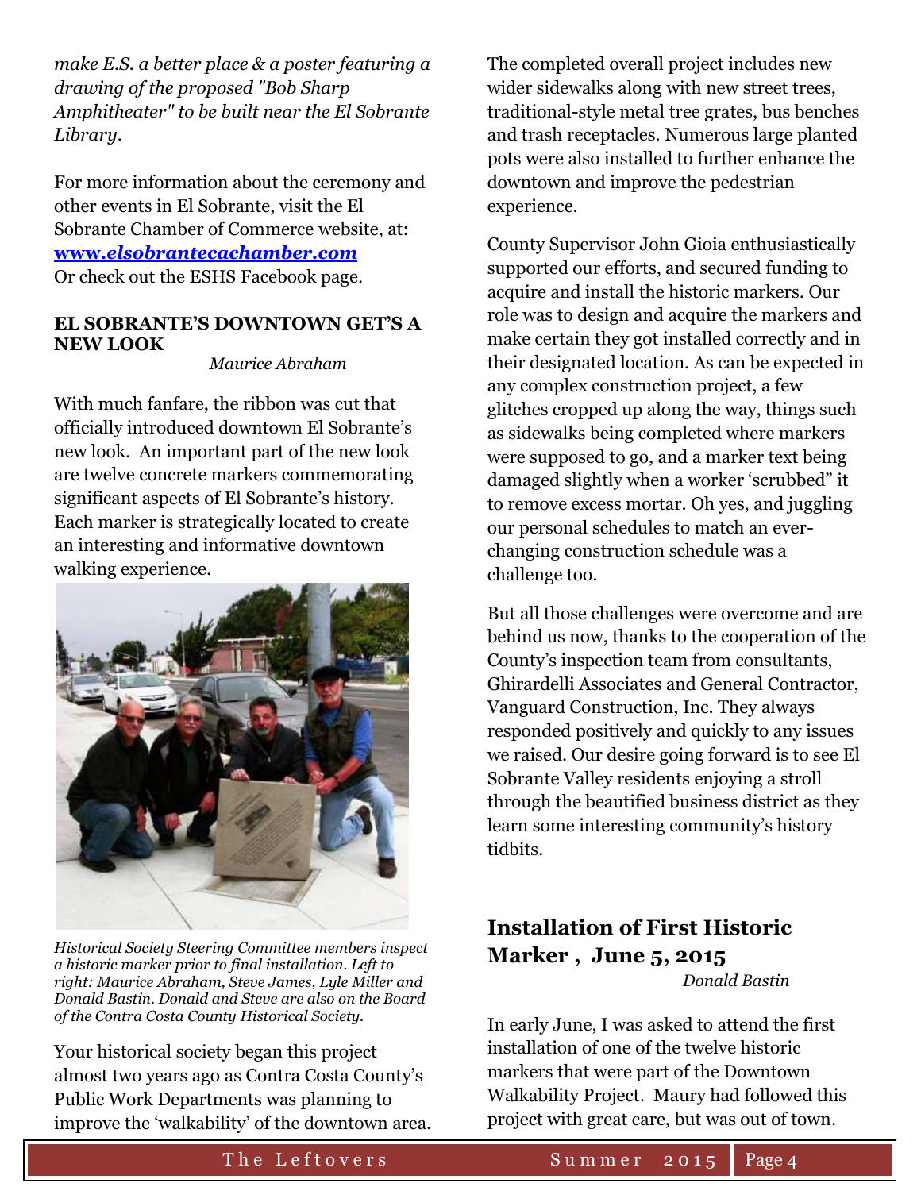*make E.S. a better place & a poster featuring a drawing of the proposed "Bob Sharp Amphitheater" to be built near the El Sobrante Library.*

For more information about the ceremony and other events in El Sobrante, visit the El Sobrante Chamber of Commerce website, at: [***www.elsobrantecachamber.com***](http://www.elsobrantecachamber.com)
Or check out the ESHS Facebook page.

## EL SOBRANTE'S DOWNTOWN GET'S A NEW LOOK

*Maurice Abraham*

With much fanfare, the ribbon was cut that officially introduced downtown El Sobrante's new look. An important part of the new look are twelve concrete markers commemorating significant aspects of El Sobrante's history. Each marker is strategically located to create an interesting and informative downtown walking experience.

*Historical Society Steering Committee members inspect a historic marker prior to final installation. Left to right: Maurice Abraham, Steve James, Lyle Miller and Donald Bastin. Donald and Steve are also on the Board of the Contra Costa County Historical Society.*

Your historical society began this project almost two years ago as Contra Costa County's Public Work Departments was planning to improve the 'walkability' of the downtown area. The completed overall project includes new wider sidewalks along with new street trees, traditional-style metal tree grates, bus benches and trash receptacles. Numerous large planted pots were also installed to further enhance the downtown and improve the pedestrian experience.

County Supervisor John Gioia enthusiastically supported our efforts, and secured funding to acquire and install the historic markers. Our role was to design and acquire the markers and make certain they got installed correctly and in their designated location. As can be expected in any complex construction project, a few glitches cropped up along the way, things such as sidewalks being completed where markers were supposed to go, and a marker text being damaged slightly when a worker 'scrubbed" it to remove excess mortar. Oh yes, and juggling our personal schedules to match an ever-changing construction schedule was a challenge too.

But all those challenges were overcome and are behind us now, thanks to the cooperation of the County's inspection team from consultants, Ghirardelli Associates and General Contractor, Vanguard Construction, Inc. They always responded positively and quickly to any issues we raised. Our desire going forward is to see El Sobrante Valley residents enjoying a stroll through the beautified business district as they learn some interesting community's history tidbits.

## Installation of First Historic Marker , June 5, 2015

*Donald Bastin*

In early June, I was asked to attend the first installation of one of the twelve historic markers that were part of the Downtown Walkability Project. Maury had followed this project with great care, but was out of town.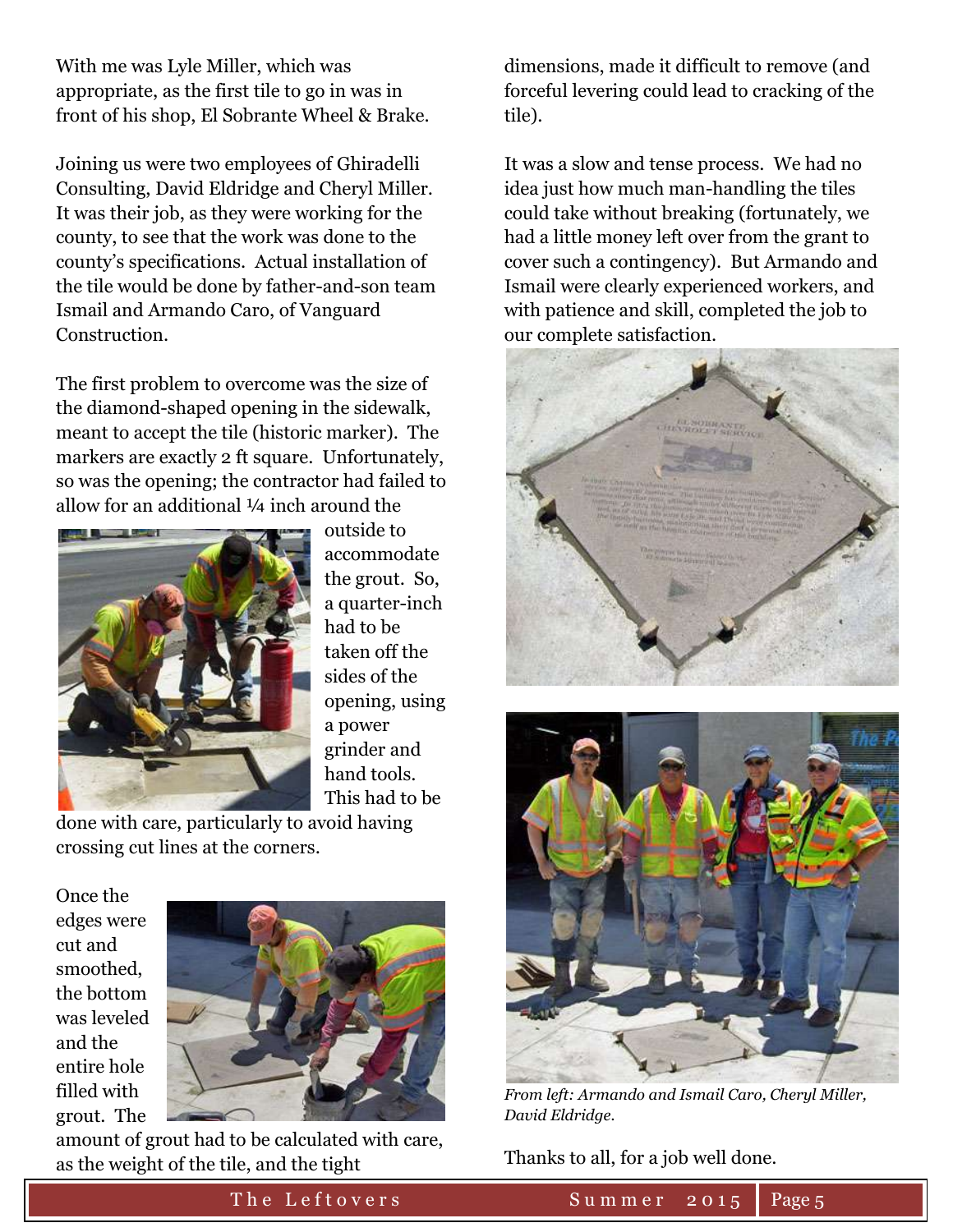With me was Lyle Miller, which was appropriate, as the first tile to go in was in front of his shop, El Sobrante Wheel & Brake.

Joining us were two employees of Ghiradelli Consulting, David Eldridge and Cheryl Miller. It was their job, as they were working for the county, to see that the work was done to the county's specifications. Actual installation of the tile would be done by father-and-son team Ismail and Armando Caro, of Vanguard Construction.

The first problem to overcome was the size of the diamond-shaped opening in the sidewalk, meant to accept the tile (historic marker). The markers are exactly 2 ft square. Unfortunately, so was the opening; the contractor had failed to allow for an additional ¼ inch around the outside to accommodate the grout. So, a quarter-inch had to be taken off the sides of the opening, using a power grinder and hand tools. This had to be done with care, particularly to avoid having crossing cut lines at the corners.

Once the edges were cut and smoothed, the bottom was leveled and the entire hole filled with grout. The amount of grout had to be calculated with care, as the weight of the tile, and the tight dimensions, made it difficult to remove (and forceful levering could lead to cracking of the tile).

It was a slow and tense process. We had no idea just how much man-handling the tiles could take without breaking (fortunately, we had a little money left over from the grant to cover such a contingency). But Armando and Ismail were clearly experienced workers, and with patience and skill, completed the job to our complete satisfaction.

*From left: Armando and Ismail Caro, Cheryl Miller, David Eldridge.*

Thanks to all, for a job well done.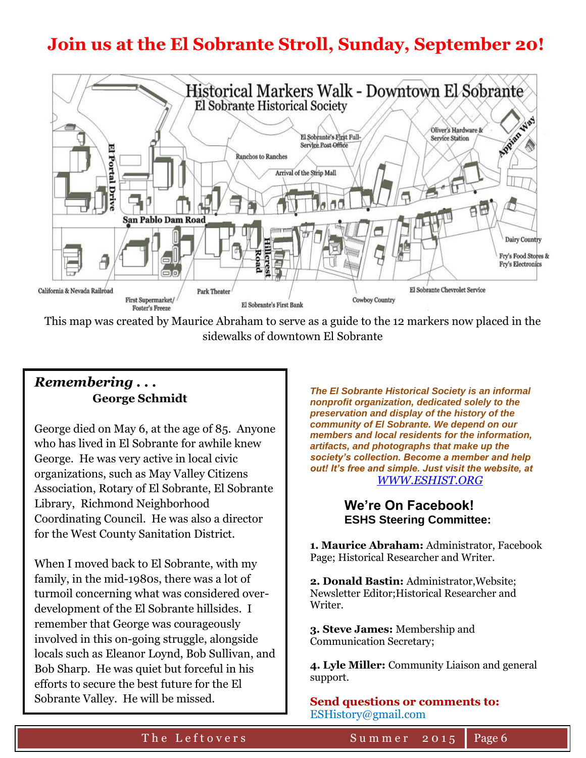# Join us at the El Sobrante Stroll, Sunday, September 20!

Historical Markers Walk - Downtown El Sobrante
El Sobrante Historical Society

El Portal Drive
San Pablo Dam Road
Hillcrest Road
Appian Way
Ranchos to Ranches
El Sobrante's First Full-Service Post Office
Arrival of the Strip Mall
Oliver's Hardware & Service Station
Dairy Country
Fry's Food Stores & Fry's Electronics
California & Nevada Railroad
First Supermarket/ Foster's Freeze
Park Theater
El Sobrante's First Bank
Cowboy Country
El Sobrante Chevrolet Service

This map was created by Maurice Abraham to serve as a guide to the 12 markers now placed in the sidewalks of downtown El Sobrante

## *Remembering . . .*

**George Schmidt**

George died on May 6, at the age of 85. Anyone who has lived in El Sobrante for awhile knew George. He was very active in local civic organizations, such as May Valley Citizens Association, Rotary of El Sobrante, El Sobrante Library, Richmond Neighborhood Coordinating Council. He was also a director for the West County Sanitation District.

When I moved back to El Sobrante, with my family, in the mid-1980s, there was a lot of turmoil concerning what was considered over-development of the El Sobrante hillsides. I remember that George was courageously involved in this on-going struggle, alongside locals such as Eleanor Loynd, Bob Sullivan, and Bob Sharp. He was quiet but forceful in his efforts to secure the best future for the El Sobrante Valley. He will be missed.

***The El Sobrante Historical Society is an informal nonprofit organization, dedicated solely to the preservation and display of the history of the community of El Sobrante. We depend on our members and local residents for the information, artifacts, and photographs that make up the society's collection. Become a member and help out! It's free and simple. Just visit the website, at*** WWW.ESHIST.ORG

## We're On Facebook!

**ESHS Steering Committee:**

1. **Maurice Abraham:** Administrator, Facebook Page; Historical Researcher and Writer.

2. **Donald Bastin:** Administrator,Website; Newsletter Editor;Historical Researcher and Writer.

3. **Steve James:** Membership and Communication Secretary;

4. **Lyle Miller:** Community Liaison and general support.

**Send questions or comments to:**
ESHistory@gmail.com